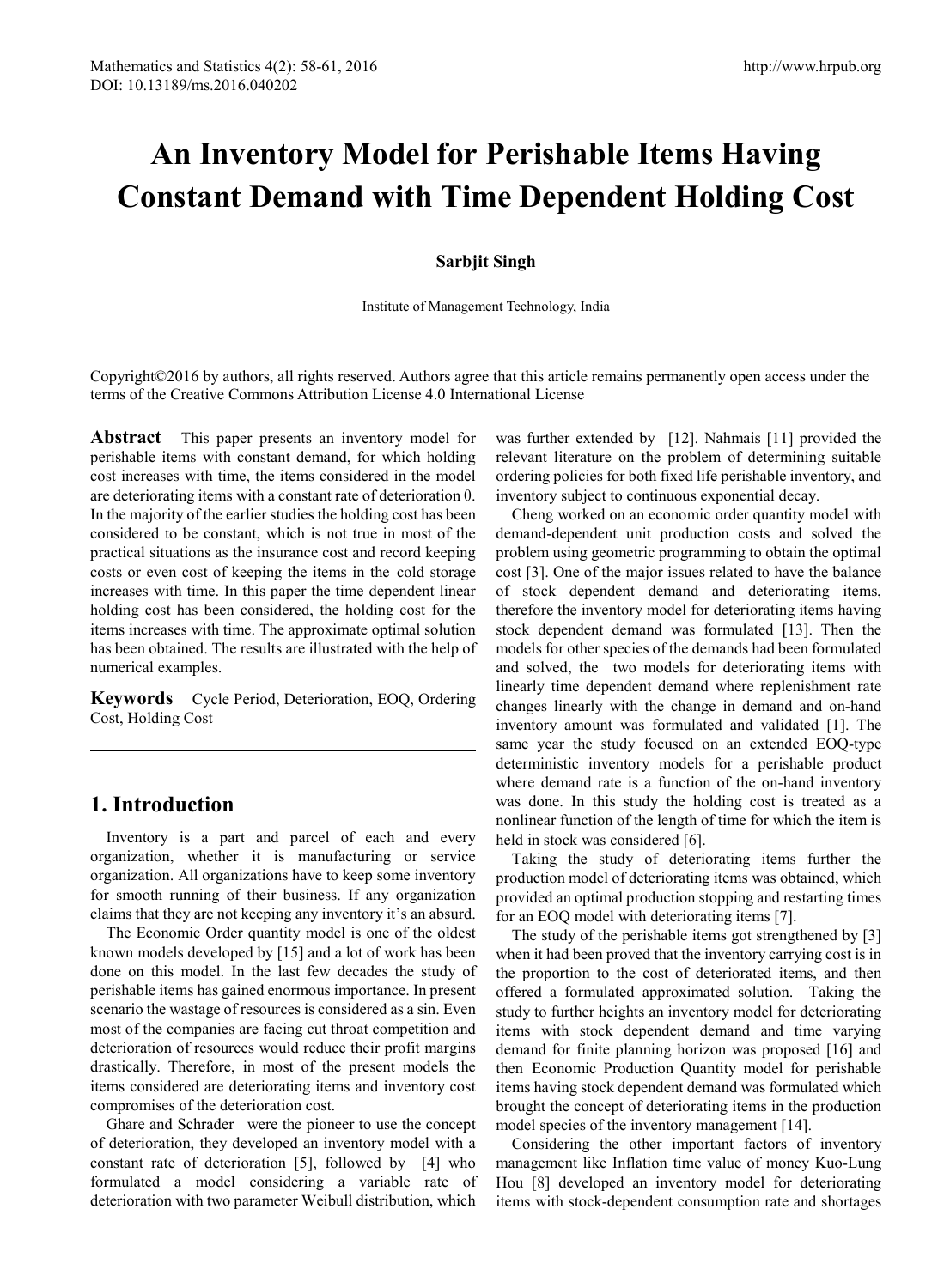# An Inventory Model for Perishable Items Having Constant Demand with Time Dependent Holding Cost

**Sarbjit Singh**

Institute of Management Technology, India

Copyright©2016 by authors, all rights reserved. Authors agree that this article remains permanently open access under the terms of the Creative Commons Attribution License 4.0 International License

**Abstract** This paper presents an inventory model for perishable items with constant demand, for which holding cost increases with time, the items considered in the model are deteriorating items with a constant rate of deterioration θ. In the majority of the earlier studies the holding cost has been considered to be constant, which is not true in most of the practical situations as the insurance cost and record keeping costs or even cost of keeping the items in the cold storage increases with time. In this paper the time dependent linear holding cost has been considered, the holding cost for the items increases with time. The approximate optimal solution has been obtained. The results are illustrated with the help of numerical examples.

**Keywords** Cycle Period, Deterioration, EOQ, Ordering Cost, Holding Cost

## 1. Introduction

Inventory is a part and parcel of each and every organization, whether it is manufacturing or service organization. All organizations have to keep some inventory for smooth running of their business. If any organization claims that they are not keeping any inventory it's an absurd.

The Economic Order quantity model is one of the oldest known models developed by [15] and a lot of work has been done on this model. In the last few decades the study of perishable items has gained enormous importance. In present scenario the wastage of resources is considered as a sin. Even most of the companies are facing cut throat competition and deterioration of resources would reduce their profit margins drastically. Therefore, in most of the present models the items considered are deteriorating items and inventory cost compromises of the deterioration cost.

Ghare and Schrader were the pioneer to use the concept of deterioration, they developed an inventory model with a constant rate of deterioration [5], followed by [4] who formulated a model considering a variable rate of deterioration with two parameter Weibull distribution, which was further extended by [12]. Nahmais [11] provided the relevant literature on the problem of determining suitable ordering policies for both fixed life perishable inventory, and inventory subject to continuous exponential decay.

Cheng worked on an economic order quantity model with demand-dependent unit production costs and solved the problem using geometric programming to obtain the optimal cost [3]. One of the major issues related to have the balance of stock dependent demand and deteriorating items, therefore the inventory model for deteriorating items having stock dependent demand was formulated [13]. Then the models for other species of the demands had been formulated and solved, the two models for deteriorating items with linearly time dependent demand where replenishment rate changes linearly with the change in demand and on-hand inventory amount was formulated and validated [1]. The same year the study focused on an extended EOQ-type deterministic inventory models for a perishable product where demand rate is a function of the on-hand inventory was done. In this study the holding cost is treated as a nonlinear function of the length of time for which the item is held in stock was considered [6].

Taking the study of deteriorating items further the production model of deteriorating items was obtained, which provided an optimal production stopping and restarting times for an EOQ model with deteriorating items [7].

The study of the perishable items got strengthened by [3] when it had been proved that the inventory carrying cost is in the proportion to the cost of deteriorated items, and then offered a formulated approximated solution. Taking the study to further heights an inventory model for deteriorating items with stock dependent demand and time varying demand for finite planning horizon was proposed [16] and then Economic Production Quantity model for perishable items having stock dependent demand was formulated which brought the concept of deteriorating items in the production model species of the inventory management [14].

Considering the other important factors of inventory management like Inflation time value of money Kuo-Lung Hou [8] developed an inventory model for deteriorating items with stock-dependent consumption rate and shortages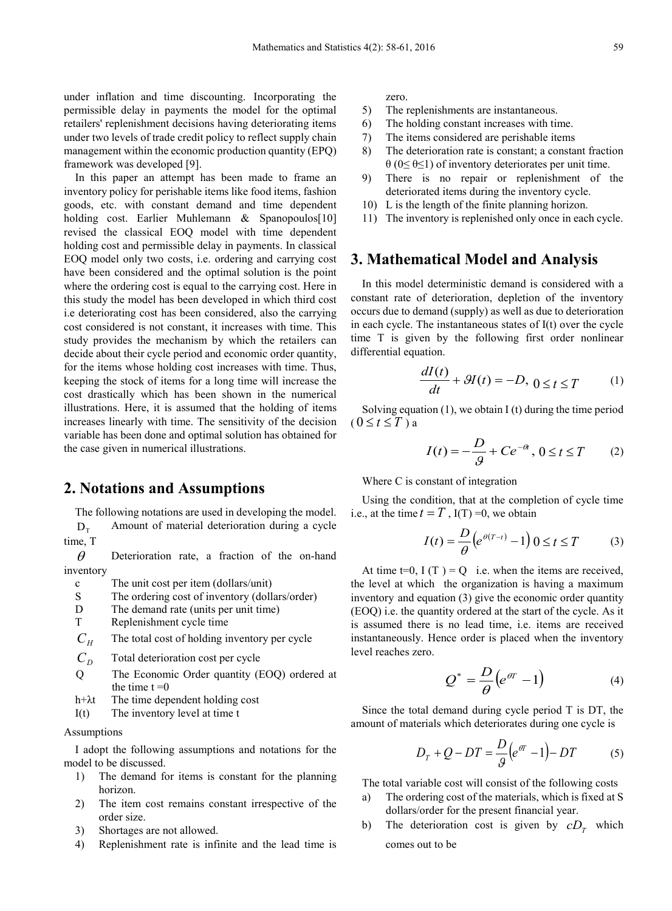under inflation and time discounting. Incorporating the permissible delay in payments the model for the optimal retailers' replenishment decisions having deteriorating items under two levels of trade credit policy to reflect supply chain management within the economic production quantity (EPQ) framework was developed [9].

In this paper an attempt has been made to frame an inventory policy for perishable items like food items, fashion goods, etc. with constant demand and time dependent holding cost. Earlier Muhlemann & Spanopoulos[10] revised the classical EOQ model with time dependent holding cost and permissible delay in payments. In classical EOQ model only two costs, i.e. ordering and carrying cost have been considered and the optimal solution is the point where the ordering cost is equal to the carrying cost. Here in this study the model has been developed in which third cost i.e deteriorating cost has been considered, also the carrying cost considered is not constant, it increases with time. This study provides the mechanism by which the retailers can decide about their cycle period and economic order quantity, for the items whose holding cost increases with time. Thus, keeping the stock of items for a long time will increase the cost drastically which has been shown in the numerical illustrations. Here, it is assumed that the holding of items increases linearly with time. The sensitivity of the decision variable has been done and optimal solution has obtained for the case given in numerical illustrations.

## 2. Notations and Assumptions

The following notations are used in developing the model.

- $D_T$ Amount of material deterioration during a cycle time, T
- $\theta$ Deterioration rate, a fraction of the on-hand inventory
- c The unit cost per item (dollars/unit)
- S The ordering cost of inventory (dollars/order)
- D The demand rate (units per unit time)
- T Replenishment cycle time
- $C_H$ The total cost of holding inventory per cycle
- $C_D$ Total deterioration cost per cycle
- Q The Economic Order quantity (EOQ) ordered at the time t =0
- $h+\lambda t$ The time dependent holding cost
- I(t) The inventory level at time t

Assumptions

I adopt the following assumptions and notations for the model to be discussed.

1) The demand for items is constant for the planning horizon.
2) The item cost remains constant irrespective of the order size.
3) Shortages are not allowed.
4) Replenishment rate is infinite and the lead time is zero.
5) The replenishments are instantaneous.
6) The holding constant increases with time.
7) The items considered are perishable items
8) The deterioration rate is constant; a constant fraction θ (0≤ θ≤1) of inventory deteriorates per unit time.
9) There is no repair or replenishment of the deteriorated items during the inventory cycle.
10) L is the length of the finite planning horizon.
11) The inventory is replenished only once in each cycle.

## 3. Mathematical Model and Analysis

In this model deterministic demand is considered with a constant rate of deterioration, depletion of the inventory occurs due to demand (supply) as well as due to deterioration in each cycle. The instantaneous states of I(t) over the cycle time T is given by the following first order nonlinear differential equation.

$$\frac{dI(t)}{dt} + \vartheta I(t) = -D, \quad 0 \le t \le T \tag{1}$$

Solving equation (1), we obtain I (t) during the time period ($0 \le t \le T$) a

$$I(t) = -\frac{D}{\vartheta} + Ce^{-\theta t}, \quad 0 \le t \le T \tag{2}$$

Where C is constant of integration

Using the condition, that at the completion of cycle time i.e., at the time $t = T$, I(T) =0, we obtain

$$I(t) = \frac{D}{\theta}\left(e^{\theta(T-t)} - 1\right) \quad 0 \le t \le T \tag{3}$$

At time t=0, I (T ) = Q i.e. when the items are received, the level at which the organization is having a maximum inventory and equation (3) give the economic order quantity (EOQ) i.e. the quantity ordered at the start of the cycle. As it is assumed there is no lead time, i.e. items are received instantaneously. Hence order is placed when the inventory level reaches zero.

$$Q^* = \frac{D}{\theta}\left(e^{\theta T} - 1\right) \tag{4}$$

Since the total demand during cycle period T is DT, the amount of materials which deteriorates during one cycle is

$$D_T + Q - DT = \frac{D}{\vartheta}\left(e^{\theta T} - 1\right) - DT \tag{5}$$

The total variable cost will consist of the following costs

a) The ordering cost of the materials, which is fixed at S dollars/order for the present financial year.
b) The deterioration cost is given by $cD_T$ which comes out to be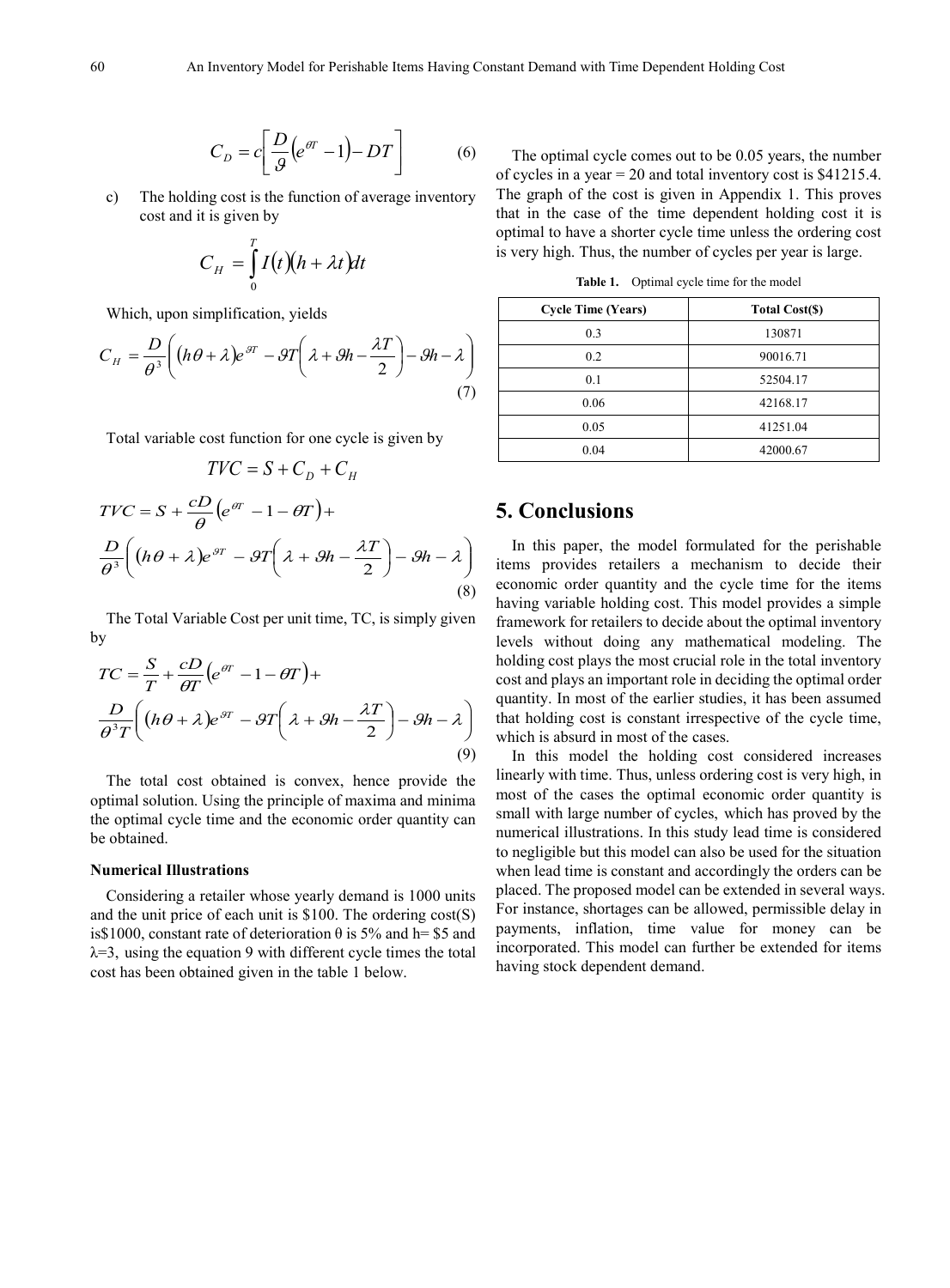$$C_D = c\left[\frac{D}{\vartheta}\left(e^{\theta T} - 1\right) - DT\right] \tag{6}$$

c) The holding cost is the function of average inventory cost and it is given by

$$C_H = \int_0^T I(t)(h + \lambda t)dt$$

Which, upon simplification, yields

$$C_H = \frac{D}{\theta^3}\left((h\theta + \lambda)e^{\vartheta T} - \vartheta T\left(\lambda + \vartheta h - \frac{\lambda T}{2}\right) - \vartheta h - \lambda\right) \tag{7}$$

Total variable cost function for one cycle is given by

$$TVC = S + C_D + C_H$$

$$TVC = S + \frac{cD}{\theta}\left(e^{\theta T} - 1 - \theta T\right) + \frac{D}{\theta^3}\left((h\theta + \lambda)e^{\vartheta T} - \vartheta T\left(\lambda + \vartheta h - \frac{\lambda T}{2}\right) - \vartheta h - \lambda\right) \tag{8}$$

The Total Variable Cost per unit time, TC, is simply given by

$$TC = \frac{S}{T} + \frac{cD}{\theta T}\left(e^{\theta T} - 1 - \theta T\right) + \frac{D}{\theta^3 T}\left((h\theta + \lambda)e^{\vartheta T} - \vartheta T\left(\lambda + \vartheta h - \frac{\lambda T}{2}\right) - \vartheta h - \lambda\right) \tag{9}$$

The total cost obtained is convex, hence provide the optimal solution. Using the principle of maxima and minima the optimal cycle time and the economic order quantity can be obtained.

**Numerical Illustrations**

Considering a retailer whose yearly demand is 1000 units and the unit price of each unit is \$100. The ordering cost(S) is\$1000, constant rate of deterioration θ is 5% and h= \$5 and λ=3, using the equation 9 with different cycle times the total cost has been obtained given in the table 1 below.

The optimal cycle comes out to be 0.05 years, the number of cycles in a year = 20 and total inventory cost is \$41215.4. The graph of the cost is given in Appendix 1. This proves that in the case of the time dependent holding cost it is optimal to have a shorter cycle time unless the ordering cost is very high. Thus, the number of cycles per year is large.

**Table 1.** Optimal cycle time for the model

| Cycle Time (Years) | Total Cost($) |
|---|---|
| 0.3 | 130871 |
| 0.2 | 90016.71 |
| 0.1 | 52504.17 |
| 0.06 | 42168.17 |
| 0.05 | 41251.04 |
| 0.04 | 42000.67 |

## 5. Conclusions

In this paper, the model formulated for the perishable items provides retailers a mechanism to decide their economic order quantity and the cycle time for the items having variable holding cost. This model provides a simple framework for retailers to decide about the optimal inventory levels without doing any mathematical modeling. The holding cost plays the most crucial role in the total inventory cost and plays an important role in deciding the optimal order quantity. In most of the earlier studies, it has been assumed that holding cost is constant irrespective of the cycle time, which is absurd in most of the cases.

In this model the holding cost considered increases linearly with time. Thus, unless ordering cost is very high, in most of the cases the optimal economic order quantity is small with large number of cycles, which has proved by the numerical illustrations. In this study lead time is considered to negligible but this model can also be used for the situation when lead time is constant and accordingly the orders can be placed. The proposed model can be extended in several ways. For instance, shortages can be allowed, permissible delay in payments, inflation, time value for money can be incorporated. This model can further be extended for items having stock dependent demand.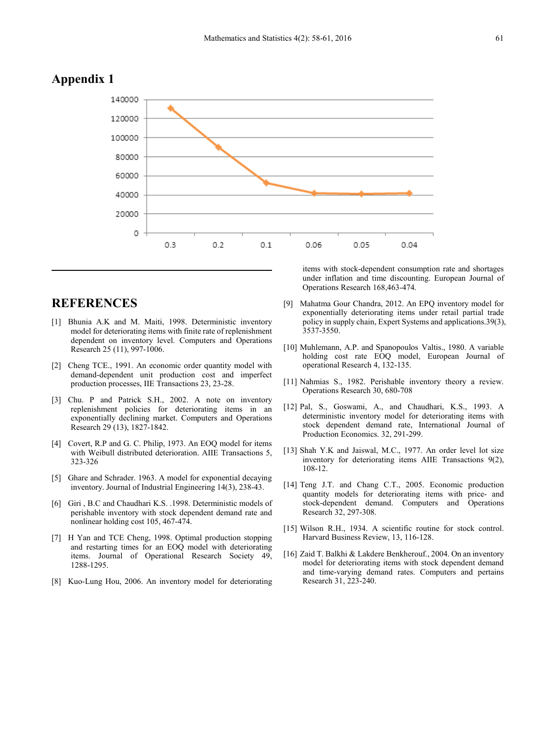## Appendix 1

140000
120000
100000
80000
60000
40000
20000
0

0.3 0.2 0.1 0.06 0.05 0.04

## REFERENCES

[1] Bhunia A.K and M. Maiti, 1998. Deterministic inventory model for deteriorating items with finite rate of replenishment dependent on inventory level. Computers and Operations Research 25 (11), 997-1006.

[2] Cheng TCE., 1991. An economic order quantity model with demand-dependent unit production cost and imperfect production processes, IIE Transactions 23, 23-28.

[3] Chu. P and Patrick S.H., 2002. A note on inventory replenishment policies for deteriorating items in an exponentially declining market. Computers and Operations Research 29 (13), 1827-1842.

[4] Covert, R.P and G. C. Philip, 1973. An EOQ model for items with Weibull distributed deterioration. AIIE Transactions 5, 323-326

[5] Ghare and Schrader. 1963. A model for exponential decaying inventory. Journal of Industrial Engineering 14(3), 238-43.

[6] Giri , B.C and Chaudhari K.S. .1998. Deterministic models of perishable inventory with stock dependent demand rate and nonlinear holding cost 105, 467-474.

[7] H Yan and TCE Cheng, 1998. Optimal production stopping and restarting times for an EOQ model with deteriorating items. Journal of Operational Research Society 49, 1288-1295.

[8] Kuo-Lung Hou, 2006. An inventory model for deteriorating items with stock-dependent consumption rate and shortages under inflation and time discounting. European Journal of Operations Research 168,463-474.

[9] Mahatma Gour Chandra, 2012. An EPQ inventory model for exponentially deteriorating items under retail partial trade policy in supply chain, Expert Systems and applications.39(3), 3537-3550.

[10] Muhlemann, A.P. and Spanopoulos Valtis., 1980. A variable holding cost rate EOQ model, European Journal of operational Research 4, 132-135.

[11] Nahmias S., 1982. Perishable inventory theory a review. Operations Research 30, 680-708

[12] Pal, S., Goswami, A., and Chaudhari, K.S., 1993. A deterministic inventory model for deteriorating items with stock dependent demand rate, International Journal of Production Economics. 32, 291-299.

[13] Shah Y.K and Jaiswal, M.C., 1977. An order level lot size inventory for deteriorating items AIIE Transactions 9(2), 108-12.

[14] Teng J.T. and Chang C.T., 2005. Economic production quantity models for deteriorating items with price- and stock-dependent demand. Computers and Operations Research 32, 297-308.

[15] Wilson R.H., 1934. A scientific routine for stock control. Harvard Business Review, 13, 116-128.

[16] Zaid T. Balkhi & Lakdere Benkherouf., 2004. On an inventory model for deteriorating items with stock dependent demand and time-varying demand rates. Computers and pertains Research 31, 223-240.